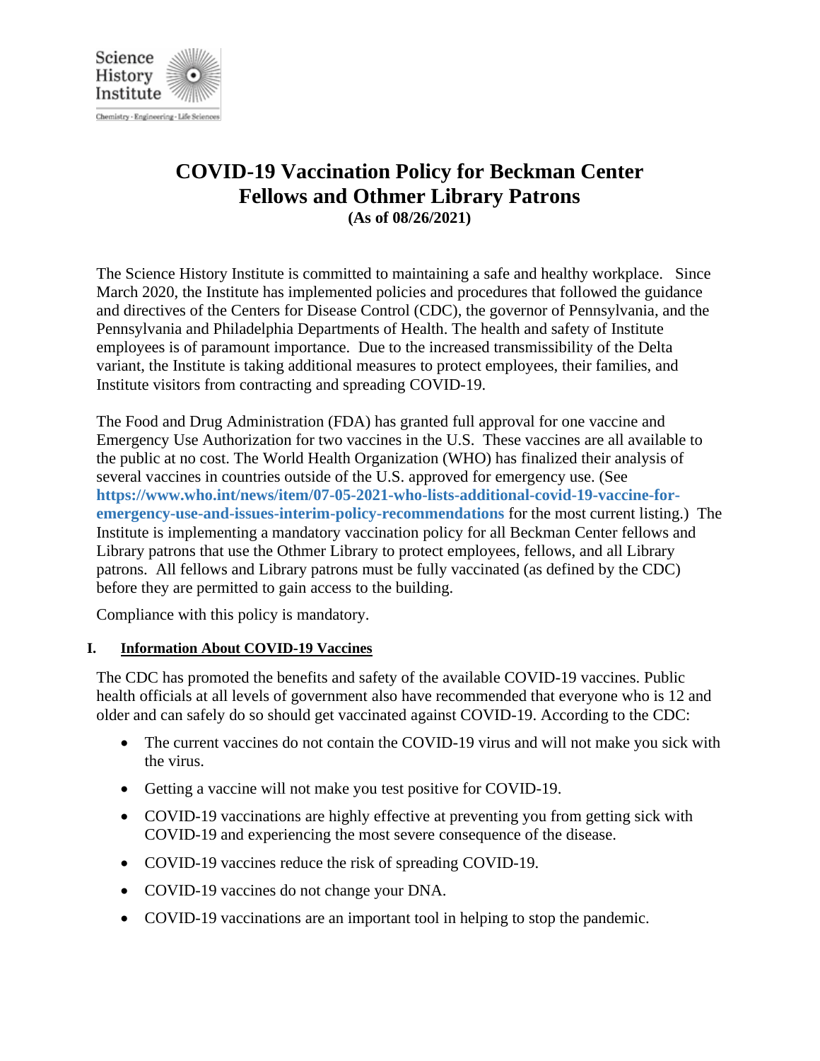# COVID-19 Vaccination Policy for Beckman Center Fellows and Othmer Library Patrons

**(As of 08/26/2021)**

The Science History Institute is committed to maintaining a safe and healthy workplace. Since March 2020, the Institute has implemented policies and procedures that followed the guidance and directives of the Centers for Disease Control (CDC), the governor of Pennsylvania, and the Pennsylvania and Philadelphia Departments of Health. The health and safety of Institute employees is of paramount importance. Due to the increased transmissibility of the Delta variant, the Institute is taking additional measures to protect employees, their families, and Institute visitors from contracting and spreading COVID-19.

The Food and Drug Administration (FDA) has granted full approval for one vaccine and Emergency Use Authorization for two vaccines in the U.S. These vaccines are all available to the public at no cost. The World Health Organization (WHO) has finalized their analysis of several vaccines in countries outside of the U.S. approved for emergency use. (See **https://www.who.int/news/item/07-05-2021-who-lists-additional-covid-19-vaccine-for-emergency-use-and-issues-interim-policy-recommendations** for the most current listing.) The Institute is implementing a mandatory vaccination policy for all Beckman Center fellows and Library patrons that use the Othmer Library to protect employees, fellows, and all Library patrons. All fellows and Library patrons must be fully vaccinated (as defined by the CDC) before they are permitted to gain access to the building.

Compliance with this policy is mandatory.

## I. Information About COVID-19 Vaccines

The CDC has promoted the benefits and safety of the available COVID-19 vaccines. Public health officials at all levels of government also have recommended that everyone who is 12 and older and can safely do so should get vaccinated against COVID-19. According to the CDC:

- The current vaccines do not contain the COVID-19 virus and will not make you sick with the virus.
- Getting a vaccine will not make you test positive for COVID-19.
- COVID-19 vaccinations are highly effective at preventing you from getting sick with COVID-19 and experiencing the most severe consequence of the disease.
- COVID-19 vaccines reduce the risk of spreading COVID-19.
- COVID-19 vaccines do not change your DNA.
- COVID-19 vaccinations are an important tool in helping to stop the pandemic.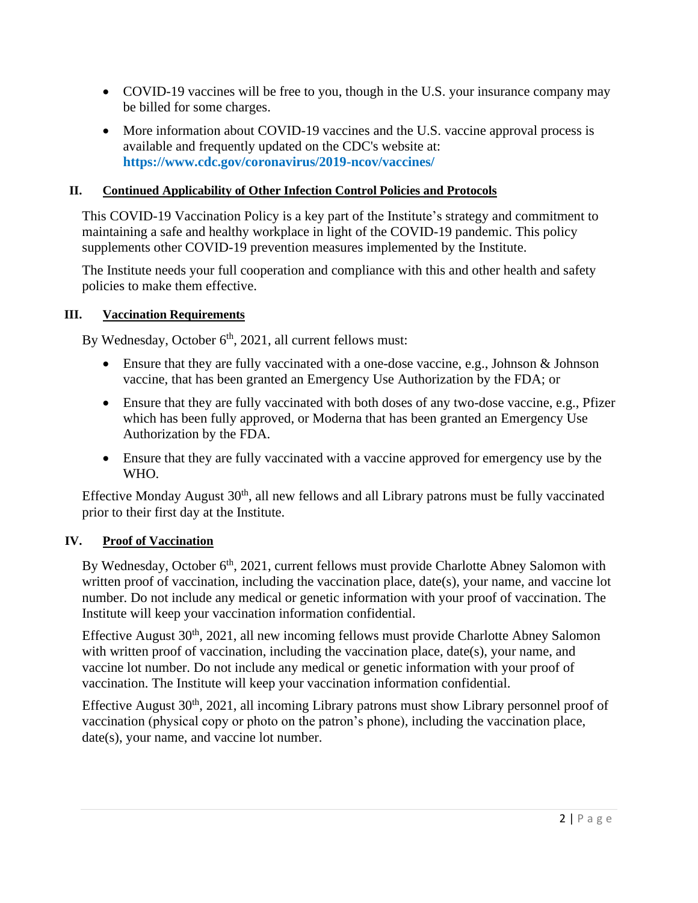- COVID-19 vaccines will be free to you, though in the U.S. your insurance company may be billed for some charges.
- More information about COVID-19 vaccines and the U.S. vaccine approval process is available and frequently updated on the CDC's website at: **https://www.cdc.gov/coronavirus/2019-ncov/vaccines/**

## II. Continued Applicability of Other Infection Control Policies and Protocols

This COVID-19 Vaccination Policy is a key part of the Institute's strategy and commitment to maintaining a safe and healthy workplace in light of the COVID-19 pandemic. This policy supplements other COVID-19 prevention measures implemented by the Institute.

The Institute needs your full cooperation and compliance with this and other health and safety policies to make them effective.

## III. Vaccination Requirements

By Wednesday, October 6th, 2021, all current fellows must:

- Ensure that they are fully vaccinated with a one-dose vaccine, e.g., Johnson & Johnson vaccine, that has been granted an Emergency Use Authorization by the FDA; or
- Ensure that they are fully vaccinated with both doses of any two-dose vaccine, e.g., Pfizer which has been fully approved, or Moderna that has been granted an Emergency Use Authorization by the FDA.
- Ensure that they are fully vaccinated with a vaccine approved for emergency use by the WHO.

Effective Monday August 30th, all new fellows and all Library patrons must be fully vaccinated prior to their first day at the Institute.

## IV. Proof of Vaccination

By Wednesday, October 6th, 2021, current fellows must provide Charlotte Abney Salomon with written proof of vaccination, including the vaccination place, date(s), your name, and vaccine lot number. Do not include any medical or genetic information with your proof of vaccination. The Institute will keep your vaccination information confidential.

Effective August 30th, 2021, all new incoming fellows must provide Charlotte Abney Salomon with written proof of vaccination, including the vaccination place, date(s), your name, and vaccine lot number. Do not include any medical or genetic information with your proof of vaccination. The Institute will keep your vaccination information confidential.

Effective August 30th, 2021, all incoming Library patrons must show Library personnel proof of vaccination (physical copy or photo on the patron's phone), including the vaccination place, date(s), your name, and vaccine lot number.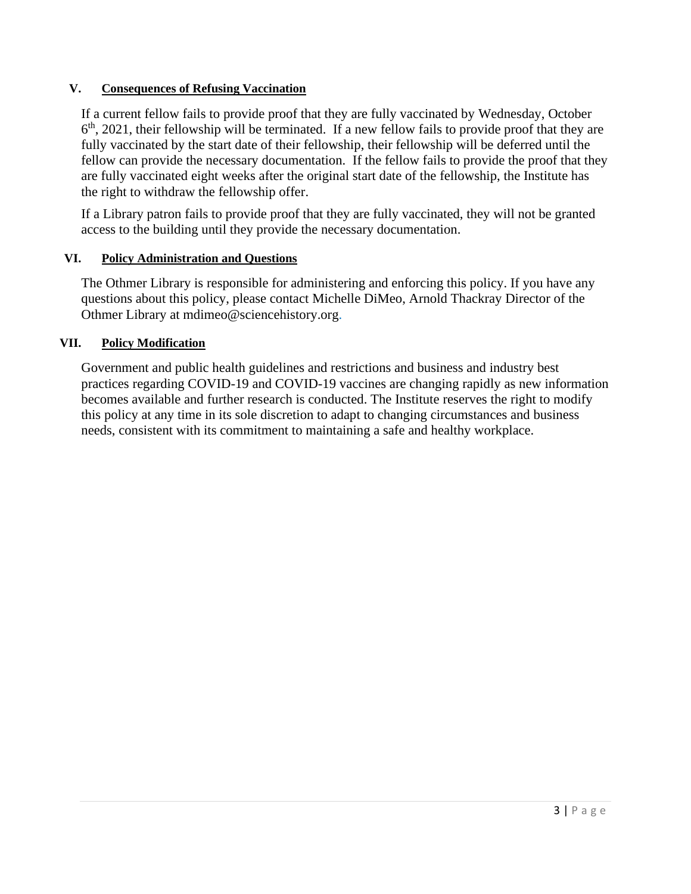## V. Consequences of Refusing Vaccination

If a current fellow fails to provide proof that they are fully vaccinated by Wednesday, October 6th, 2021, their fellowship will be terminated. If a new fellow fails to provide proof that they are fully vaccinated by the start date of their fellowship, their fellowship will be deferred until the fellow can provide the necessary documentation. If the fellow fails to provide the proof that they are fully vaccinated eight weeks after the original start date of the fellowship, the Institute has the right to withdraw the fellowship offer.

If a Library patron fails to provide proof that they are fully vaccinated, they will not be granted access to the building until they provide the necessary documentation.

## VI. Policy Administration and Questions

The Othmer Library is responsible for administering and enforcing this policy. If you have any questions about this policy, please contact Michelle DiMeo, Arnold Thackray Director of the Othmer Library at mdimeo@sciencehistory.org.

## VII. Policy Modification

Government and public health guidelines and restrictions and business and industry best practices regarding COVID-19 and COVID-19 vaccines are changing rapidly as new information becomes available and further research is conducted. The Institute reserves the right to modify this policy at any time in its sole discretion to adapt to changing circumstances and business needs, consistent with its commitment to maintaining a safe and healthy workplace.